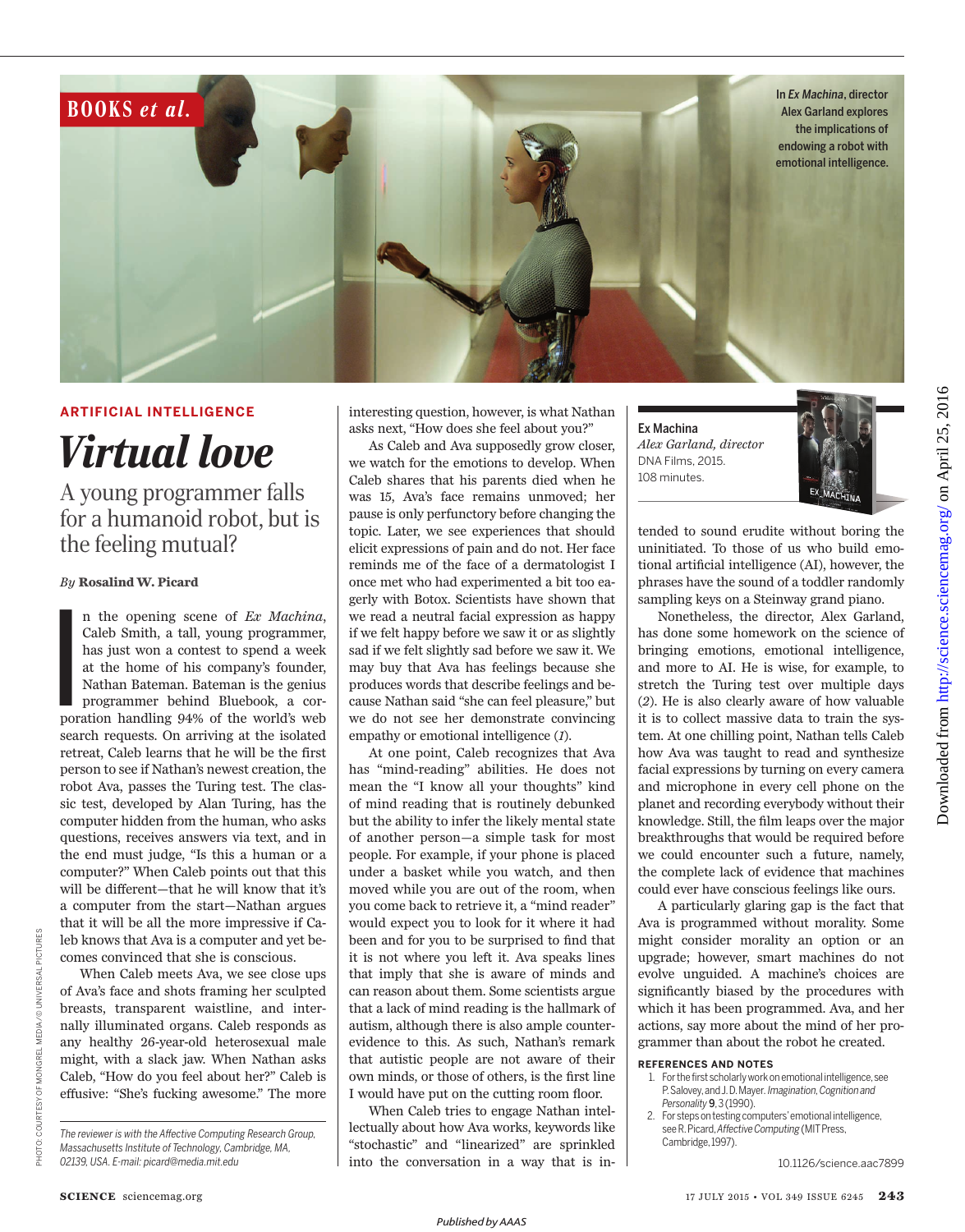BOOKS *et al.*

In *Ex Machina*, director Alex Garland explores the implications of endowing a robot with emotional intelligence.

ARTIFICIAL INTELLIGENCE

# Virtual love

## A young programmer falls for a humanoid robot, but is the feeling mutual?

*By* **Rosalind W. Picard**

In the opening scene of *Ex Machina*, Caleb Smith, a tall, young programmer, has just won a contest to spend a week at the home of his company's founder, Nathan Bateman. Bateman is the genius programmer behind Bluebook, a corporation handling 94% of the world's web search requests. On arriving at the isolated retreat, Caleb learns that he will be the first person to see if Nathan's newest creation, the robot Ava, passes the Turing test. The classic test, developed by Alan Turing, has the computer hidden from the human, who asks questions, receives answers via text, and in the end must judge, "Is this a human or a computer?" When Caleb points out that this will be different—that he will know that it's a computer from the start—Nathan argues that it will be all the more impressive if Caleb knows that Ava is a computer and yet becomes convinced that she is conscious.

When Caleb meets Ava, we see close ups of Ava's face and shots framing her sculpted breasts, transparent waistline, and internally illuminated organs. Caleb responds as any healthy 26-year-old heterosexual male might, with a slack jaw. When Nathan asks Caleb, "How do you feel about her?" Caleb is effusive: "She's fucking awesome." The more interesting question, however, is what Nathan asks next, "How does she feel about you?"

As Caleb and Ava supposedly grow closer, we watch for the emotions to develop. When Caleb shares that his parents died when he was 15, Ava's face remains unmoved; her pause is only perfunctory before changing the topic. Later, we see experiences that should elicit expressions of pain and do not. Her face reminds me of the face of a dermatologist I once met who had experimented a bit too eagerly with Botox. Scientists have shown that we read a neutral facial expression as happy if we felt happy before we saw it or as slightly sad if we felt slightly sad before we saw it. We may buy that Ava has feelings because she produces words that describe feelings and because Nathan said "she can feel pleasure," but we do not see her demonstrate convincing empathy or emotional intelligence (*1*).

At one point, Caleb recognizes that Ava has "mind-reading" abilities. He does not mean the "I know all your thoughts" kind of mind reading that is routinely debunked but the ability to infer the likely mental state of another person—a simple task for most people. For example, if your phone is placed under a basket while you watch, and then moved while you are out of the room, when you come back to retrieve it, a "mind reader" would expect you to look for it where it had been and for you to be surprised to find that it is not where you left it. Ava speaks lines that imply that she is aware of minds and can reason about them. Some scientists argue that a lack of mind reading is the hallmark of autism, although there is also ample counterevidence to this. As such, Nathan's remark that autistic people are not aware of their own minds, or those of others, is the first line I would have put on the cutting room floor.

When Caleb tries to engage Nathan intellectually about how Ava works, keywords like "stochastic" and "linearized" are sprinkled into the conversation in a way that is intended to sound erudite without boring the uninitiated. To those of us who build emotional artificial intelligence (AI), however, the phrases have the sound of a toddler randomly sampling keys on a Steinway grand piano.

Nonetheless, the director, Alex Garland, has done some homework on the science of bringing emotions, emotional intelligence, and more to AI. He is wise, for example, to stretch the Turing test over multiple days (*2*). He is also clearly aware of how valuable it is to collect massive data to train the system. At one chilling point, Nathan tells Caleb how Ava was taught to read and synthesize facial expressions by turning on every camera and microphone in every cell phone on the planet and recording everybody without their knowledge. Still, the film leaps over the major breakthroughs that would be required before we could encounter such a future, namely, the complete lack of evidence that machines could ever have conscious feelings like ours.

A particularly glaring gap is the fact that Ava is programmed without morality. Some might consider morality an option or an upgrade; however, smart machines do not evolve unguided. A machine's choices are significantly biased by the procedures with which it has been programmed. Ava, and her actions, say more about the mind of her programmer than about the robot he created.

**Ex Machina**
*Alex Garland, director*
DNA Films, 2015.
108 minutes.

*The reviewer is with the Affective Computing Research Group, Massachusetts Institute of Technology, Cambridge, MA, 02139, USA. E-mail: picard@media.mit.edu*

### REFERENCES AND NOTES

1. For the first scholarly work on emotional intelligence, see P. Salovey, and J. D. Mayer. *Imagination, Cognition and Personality* **9**, 3 (1990).
2. For steps on testing computers' emotional intelligence, see R. Picard, *Affective Computing* (MIT Press, Cambridge, 1997).

10.1126/science.aac7899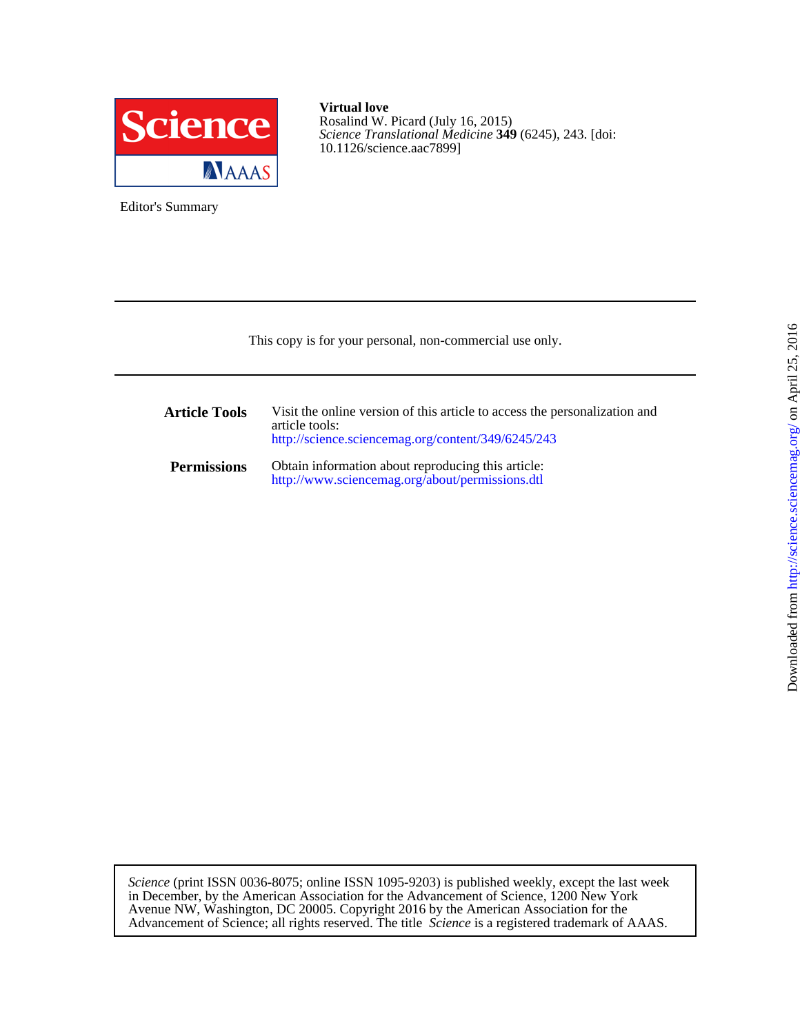**Virtual love**
Rosalind W. Picard (July 16, 2015)
*Science Translational Medicine* **349** (6245), 243. [doi: 10.1126/science.aac7899]

Editor's Summary

---

This copy is for your personal, non-commercial use only.

---

**Article Tools** Visit the online version of this article to access the personalization and article tools:
http://science.sciencemag.org/content/349/6245/243

**Permissions** Obtain information about reproducing this article:
http://www.sciencemag.org/about/permissions.dtl

*Science* (print ISSN 0036-8075; online ISSN 1095-9203) is published weekly, except the last week in December, by the American Association for the Advancement of Science, 1200 New York Avenue NW, Washington, DC 20005. Copyright 2016 by the American Association for the Advancement of Science; all rights reserved. The title *Science* is a registered trademark of AAAS.

Downloaded from http://science.sciencemag.org/ on April 25, 2016